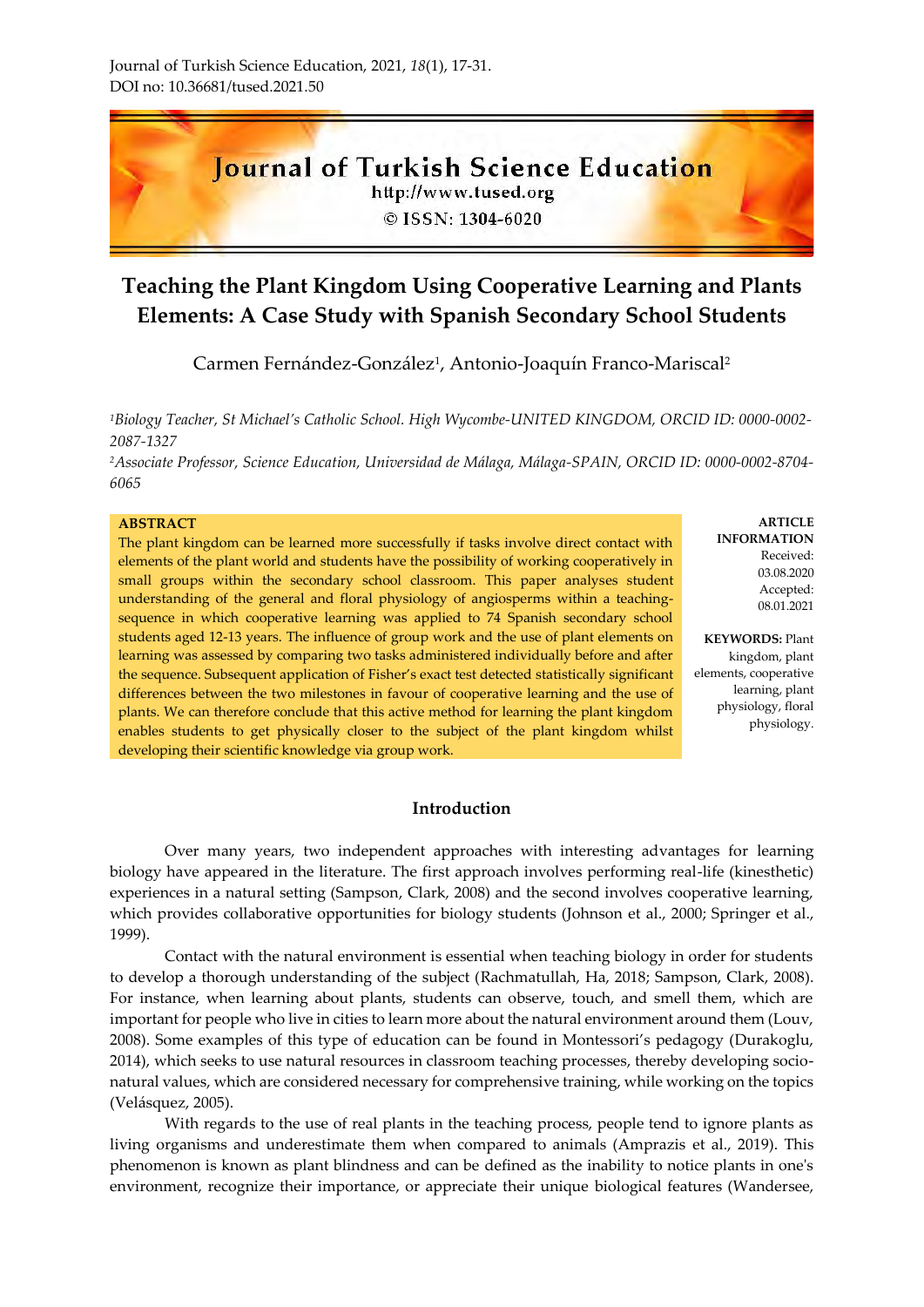Journal of Turkish Science Education, 2021, *18*(1), 17-31.
DOI no: 10.36681/tused.2021.50

# Teaching the Plant Kingdom Using Cooperative Learning and Plants Elements: A Case Study with Spanish Secondary School Students

Carmen Fernández-González[1], Antonio-Joaquín Franco-Mariscal[2]

[1]*Biology Teacher, St Michael's Catholic School. High Wycombe-UNITED KINGDOM, ORCID ID: 0000-0002-2087-1327*

[2]*Associate Professor, Science Education, Universidad de Málaga, Málaga-SPAIN, ORCID ID: 0000-0002-8704-6065*

**ABSTRACT**

The plant kingdom can be learned more successfully if tasks involve direct contact with elements of the plant world and students have the possibility of working cooperatively in small groups within the secondary school classroom. This paper analyses student understanding of the general and floral physiology of angiosperms within a teaching-sequence in which cooperative learning was applied to 74 Spanish secondary school students aged 12-13 years. The influence of group work and the use of plant elements on learning was assessed by comparing two tasks administered individually before and after the sequence. Subsequent application of Fisher's exact test detected statistically significant differences between the two milestones in favour of cooperative learning and the use of plants. We can therefore conclude that this active method for learning the plant kingdom enables students to get physically closer to the subject of the plant kingdom whilst developing their scientific knowledge via group work.

**ARTICLE INFORMATION**
Received: 03.08.2020
Accepted: 08.01.2021

**KEYWORDS:** Plant kingdom, plant elements, cooperative learning, plant physiology, floral physiology.

## Introduction

Over many years, two independent approaches with interesting advantages for learning biology have appeared in the literature. The first approach involves performing real-life (kinesthetic) experiences in a natural setting (Sampson, Clark, 2008) and the second involves cooperative learning, which provides collaborative opportunities for biology students (Johnson et al., 2000; Springer et al., 1999).

Contact with the natural environment is essential when teaching biology in order for students to develop a thorough understanding of the subject (Rachmatullah, Ha, 2018; Sampson, Clark, 2008). For instance, when learning about plants, students can observe, touch, and smell them, which are important for people who live in cities to learn more about the natural environment around them (Louv, 2008). Some examples of this type of education can be found in Montessori's pedagogy (Durakoglu, 2014), which seeks to use natural resources in classroom teaching processes, thereby developing socio-natural values, which are considered necessary for comprehensive training, while working on the topics (Velásquez, 2005).

With regards to the use of real plants in the teaching process, people tend to ignore plants as living organisms and underestimate them when compared to animals (Amprazis et al., 2019). This phenomenon is known as plant blindness and can be defined as the inability to notice plants in one's environment, recognize their importance, or appreciate their unique biological features (Wandersee,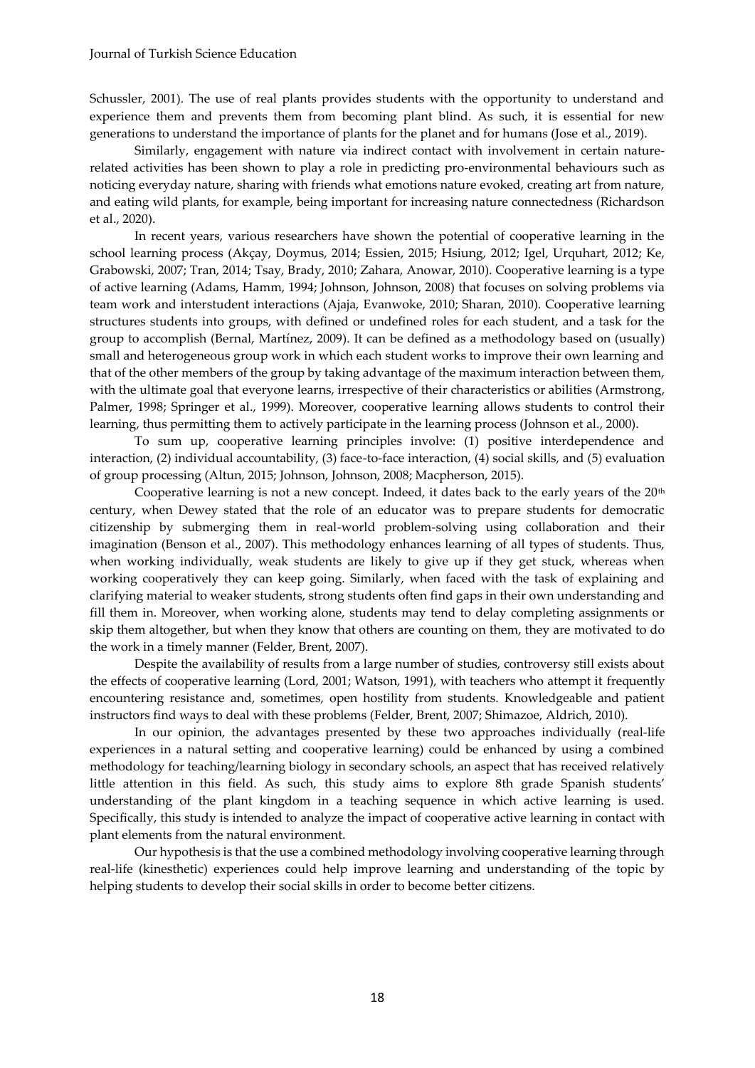Schussler, 2001). The use of real plants provides students with the opportunity to understand and experience them and prevents them from becoming plant blind. As such, it is essential for new generations to understand the importance of plants for the planet and for humans (Jose et al., 2019).

Similarly, engagement with nature via indirect contact with involvement in certain nature-related activities has been shown to play a role in predicting pro-environmental behaviours such as noticing everyday nature, sharing with friends what emotions nature evoked, creating art from nature, and eating wild plants, for example, being important for increasing nature connectedness (Richardson et al., 2020).

In recent years, various researchers have shown the potential of cooperative learning in the school learning process (Akçay, Doymus, 2014; Essien, 2015; Hsiung, 2012; Igel, Urquhart, 2012; Ke, Grabowski, 2007; Tran, 2014; Tsay, Brady, 2010; Zahara, Anowar, 2010). Cooperative learning is a type of active learning (Adams, Hamm, 1994; Johnson, Johnson, 2008) that focuses on solving problems via team work and interstudent interactions (Ajaja, Evanwoke, 2010; Sharan, 2010). Cooperative learning structures students into groups, with defined or undefined roles for each student, and a task for the group to accomplish (Bernal, Martínez, 2009). It can be defined as a methodology based on (usually) small and heterogeneous group work in which each student works to improve their own learning and that of the other members of the group by taking advantage of the maximum interaction between them, with the ultimate goal that everyone learns, irrespective of their characteristics or abilities (Armstrong, Palmer, 1998; Springer et al., 1999). Moreover, cooperative learning allows students to control their learning, thus permitting them to actively participate in the learning process (Johnson et al., 2000).

To sum up, cooperative learning principles involve: (1) positive interdependence and interaction, (2) individual accountability, (3) face-to-face interaction, (4) social skills, and (5) evaluation of group processing (Altun, 2015; Johnson, Johnson, 2008; Macpherson, 2015).

Cooperative learning is not a new concept. Indeed, it dates back to the early years of the 20th century, when Dewey stated that the role of an educator was to prepare students for democratic citizenship by submerging them in real-world problem-solving using collaboration and their imagination (Benson et al., 2007). This methodology enhances learning of all types of students. Thus, when working individually, weak students are likely to give up if they get stuck, whereas when working cooperatively they can keep going. Similarly, when faced with the task of explaining and clarifying material to weaker students, strong students often find gaps in their own understanding and fill them in. Moreover, when working alone, students may tend to delay completing assignments or skip them altogether, but when they know that others are counting on them, they are motivated to do the work in a timely manner (Felder, Brent, 2007).

Despite the availability of results from a large number of studies, controversy still exists about the effects of cooperative learning (Lord, 2001; Watson, 1991), with teachers who attempt it frequently encountering resistance and, sometimes, open hostility from students. Knowledgeable and patient instructors find ways to deal with these problems (Felder, Brent, 2007; Shimazoe, Aldrich, 2010).

In our opinion, the advantages presented by these two approaches individually (real-life experiences in a natural setting and cooperative learning) could be enhanced by using a combined methodology for teaching/learning biology in secondary schools, an aspect that has received relatively little attention in this field. As such, this study aims to explore 8th grade Spanish students' understanding of the plant kingdom in a teaching sequence in which active learning is used. Specifically, this study is intended to analyze the impact of cooperative active learning in contact with plant elements from the natural environment.

Our hypothesis is that the use a combined methodology involving cooperative learning through real-life (kinesthetic) experiences could help improve learning and understanding of the topic by helping students to develop their social skills in order to become better citizens.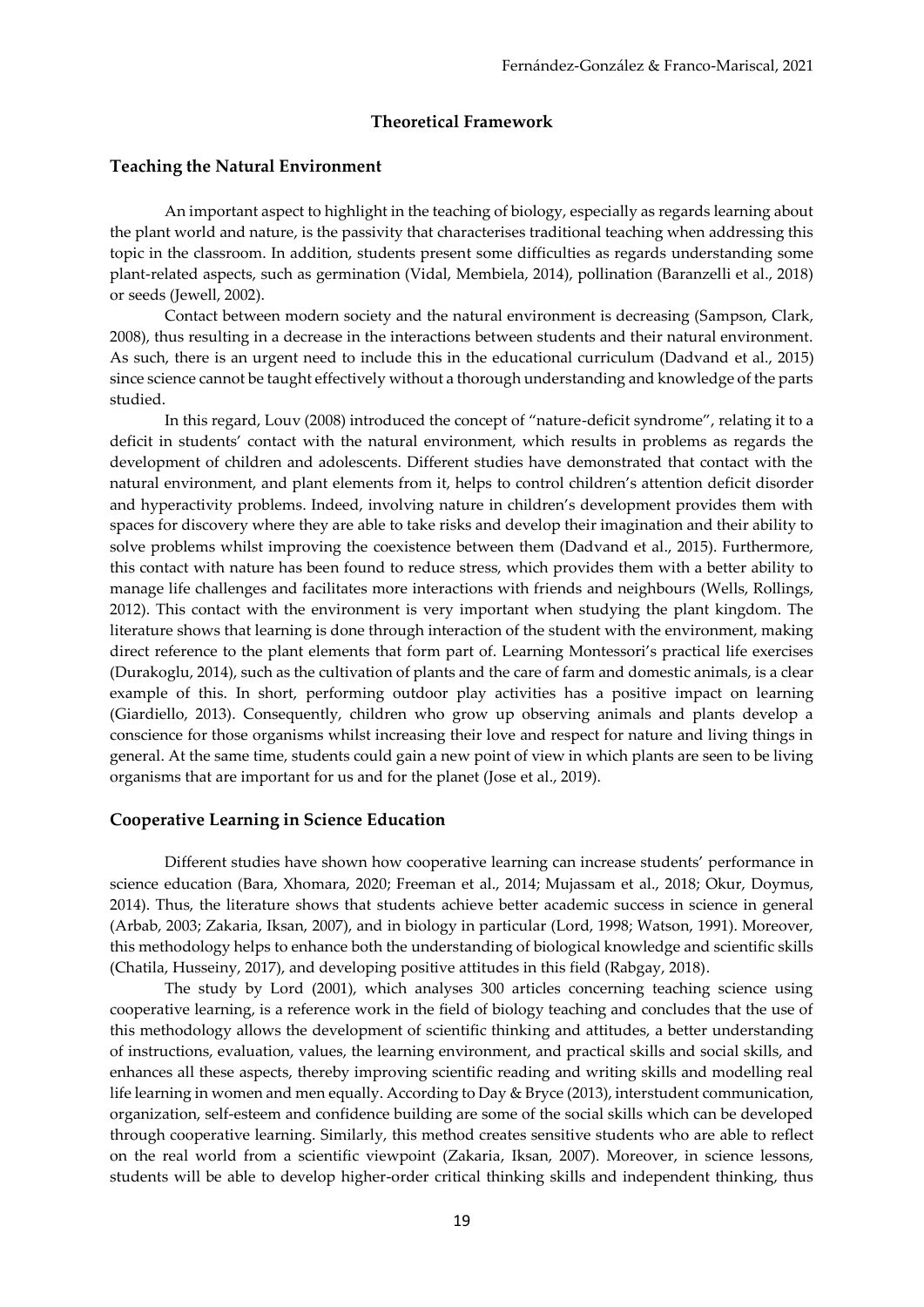## Theoretical Framework

### Teaching the Natural Environment

An important aspect to highlight in the teaching of biology, especially as regards learning about the plant world and nature, is the passivity that characterises traditional teaching when addressing this topic in the classroom. In addition, students present some difficulties as regards understanding some plant-related aspects, such as germination (Vidal, Membiela, 2014), pollination (Baranzelli et al., 2018) or seeds (Jewell, 2002).

Contact between modern society and the natural environment is decreasing (Sampson, Clark, 2008), thus resulting in a decrease in the interactions between students and their natural environment. As such, there is an urgent need to include this in the educational curriculum (Dadvand et al., 2015) since science cannot be taught effectively without a thorough understanding and knowledge of the parts studied.

In this regard, Louv (2008) introduced the concept of "nature-deficit syndrome", relating it to a deficit in students' contact with the natural environment, which results in problems as regards the development of children and adolescents. Different studies have demonstrated that contact with the natural environment, and plant elements from it, helps to control children's attention deficit disorder and hyperactivity problems. Indeed, involving nature in children's development provides them with spaces for discovery where they are able to take risks and develop their imagination and their ability to solve problems whilst improving the coexistence between them (Dadvand et al., 2015). Furthermore, this contact with nature has been found to reduce stress, which provides them with a better ability to manage life challenges and facilitates more interactions with friends and neighbours (Wells, Rollings, 2012). This contact with the environment is very important when studying the plant kingdom. The literature shows that learning is done through interaction of the student with the environment, making direct reference to the plant elements that form part of. Learning Montessori's practical life exercises (Durakoglu, 2014), such as the cultivation of plants and the care of farm and domestic animals, is a clear example of this. In short, performing outdoor play activities has a positive impact on learning (Giardiello, 2013). Consequently, children who grow up observing animals and plants develop a conscience for those organisms whilst increasing their love and respect for nature and living things in general. At the same time, students could gain a new point of view in which plants are seen to be living organisms that are important for us and for the planet (Jose et al., 2019).

### Cooperative Learning in Science Education

Different studies have shown how cooperative learning can increase students' performance in science education (Bara, Xhomara, 2020; Freeman et al., 2014; Mujassam et al., 2018; Okur, Doymus, 2014). Thus, the literature shows that students achieve better academic success in science in general (Arbab, 2003; Zakaria, Iksan, 2007), and in biology in particular (Lord, 1998; Watson, 1991). Moreover, this methodology helps to enhance both the understanding of biological knowledge and scientific skills (Chatila, Husseiny, 2017), and developing positive attitudes in this field (Rabgay, 2018).

The study by Lord (2001), which analyses 300 articles concerning teaching science using cooperative learning, is a reference work in the field of biology teaching and concludes that the use of this methodology allows the development of scientific thinking and attitudes, a better understanding of instructions, evaluation, values, the learning environment, and practical skills and social skills, and enhances all these aspects, thereby improving scientific reading and writing skills and modelling real life learning in women and men equally. According to Day & Bryce (2013), interstudent communication, organization, self-esteem and confidence building are some of the social skills which can be developed through cooperative learning. Similarly, this method creates sensitive students who are able to reflect on the real world from a scientific viewpoint (Zakaria, Iksan, 2007). Moreover, in science lessons, students will be able to develop higher-order critical thinking skills and independent thinking, thus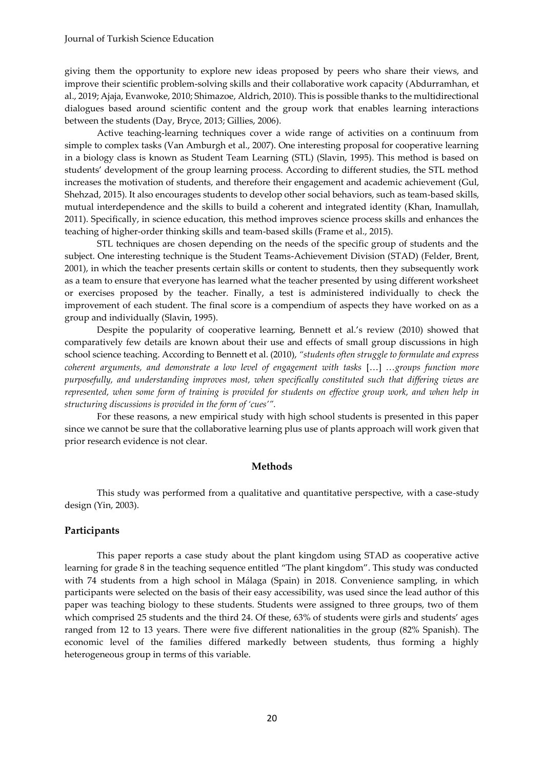giving them the opportunity to explore new ideas proposed by peers who share their views, and improve their scientific problem-solving skills and their collaborative work capacity (Abdurramhan, et al., 2019; Ajaja, Evanwoke, 2010; Shimazoe, Aldrich, 2010). This is possible thanks to the multidirectional dialogues based around scientific content and the group work that enables learning interactions between the students (Day, Bryce, 2013; Gillies, 2006).

Active teaching-learning techniques cover a wide range of activities on a continuum from simple to complex tasks (Van Amburgh et al., 2007). One interesting proposal for cooperative learning in a biology class is known as Student Team Learning (STL) (Slavin, 1995). This method is based on students' development of the group learning process. According to different studies, the STL method increases the motivation of students, and therefore their engagement and academic achievement (Gul, Shehzad, 2015). It also encourages students to develop other social behaviors, such as team-based skills, mutual interdependence and the skills to build a coherent and integrated identity (Khan, Inamullah, 2011). Specifically, in science education, this method improves science process skills and enhances the teaching of higher-order thinking skills and team-based skills (Frame et al., 2015).

STL techniques are chosen depending on the needs of the specific group of students and the subject. One interesting technique is the Student Teams-Achievement Division (STAD) (Felder, Brent, 2001), in which the teacher presents certain skills or content to students, then they subsequently work as a team to ensure that everyone has learned what the teacher presented by using different worksheet or exercises proposed by the teacher. Finally, a test is administered individually to check the improvement of each student. The final score is a compendium of aspects they have worked on as a group and individually (Slavin, 1995).

Despite the popularity of cooperative learning, Bennett et al.'s review (2010) showed that comparatively few details are known about their use and effects of small group discussions in high school science teaching. According to Bennett et al. (2010), *"students often struggle to formulate and express coherent arguments, and demonstrate a low level of engagement with tasks* […] *…groups function more purposefully, and understanding improves most, when specifically constituted such that differing views are represented, when some form of training is provided for students on effective group work, and when help in structuring discussions is provided in the form of 'cues'".*

For these reasons, a new empirical study with high school students is presented in this paper since we cannot be sure that the collaborative learning plus use of plants approach will work given that prior research evidence is not clear.

## Methods

This study was performed from a qualitative and quantitative perspective, with a case-study design (Yin, 2003).

### Participants

This paper reports a case study about the plant kingdom using STAD as cooperative active learning for grade 8 in the teaching sequence entitled "The plant kingdom". This study was conducted with 74 students from a high school in Málaga (Spain) in 2018. Convenience sampling, in which participants were selected on the basis of their easy accessibility, was used since the lead author of this paper was teaching biology to these students. Students were assigned to three groups, two of them which comprised 25 students and the third 24. Of these, 63% of students were girls and students' ages ranged from 12 to 13 years. There were five different nationalities in the group (82% Spanish). The economic level of the families differed markedly between students, thus forming a highly heterogeneous group in terms of this variable.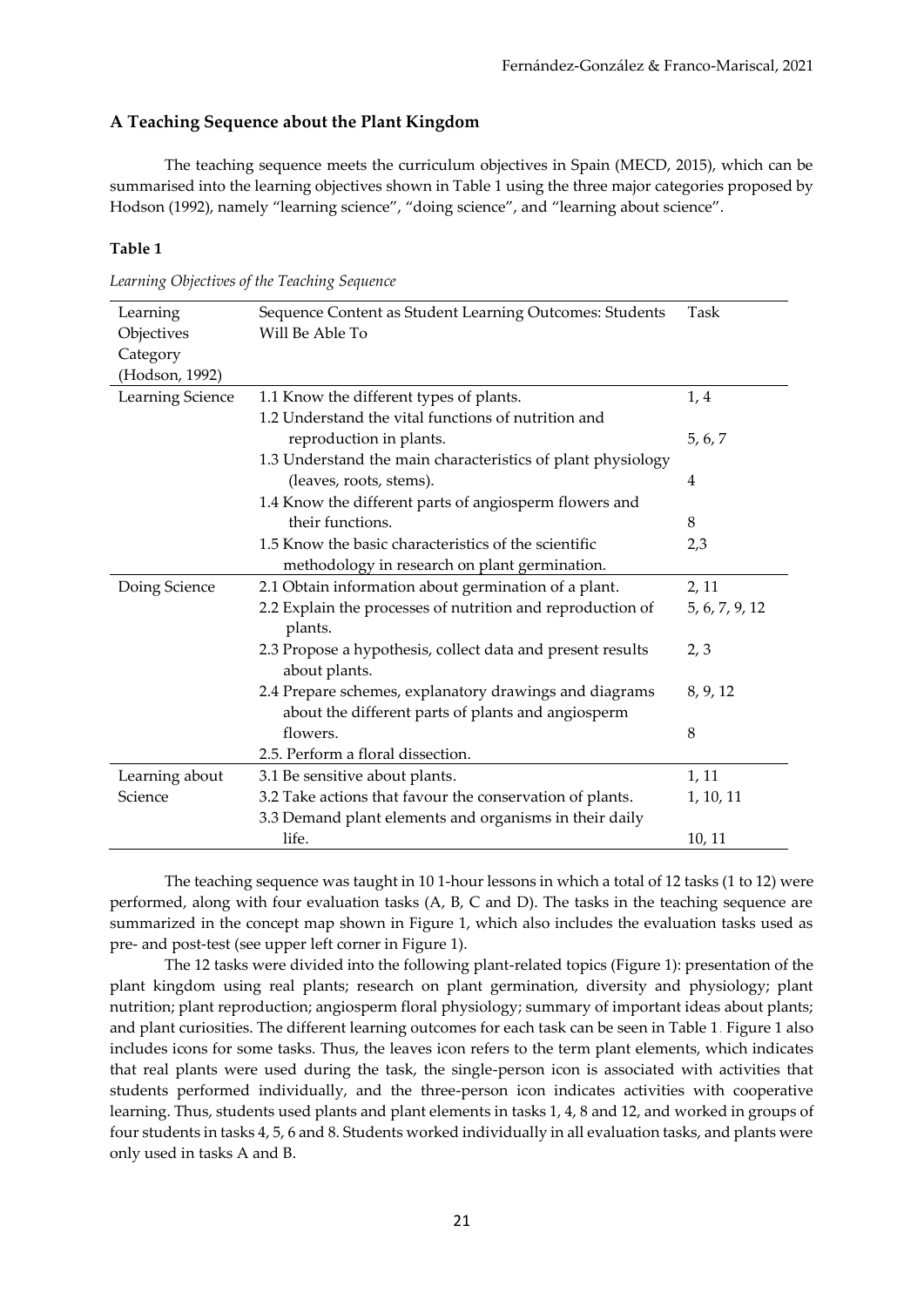## A Teaching Sequence about the Plant Kingdom

The teaching sequence meets the curriculum objectives in Spain (MECD, 2015), which can be summarised into the learning objectives shown in Table 1 using the three major categories proposed by Hodson (1992), namely "learning science", "doing science", and "learning about science".

**Table 1**

*Learning Objectives of the Teaching Sequence*

| Learning Objectives Category (Hodson, 1992) | Sequence Content as Student Learning Outcomes: Students Will Be Able To | Task |
|---|---|---|
| Learning Science | 1.1 Know the different types of plants. | 1, 4 |
| | 1.2 Understand the vital functions of nutrition and reproduction in plants. | 5, 6, 7 |
| | 1.3 Understand the main characteristics of plant physiology (leaves, roots, stems). | 4 |
| | 1.4 Know the different parts of angiosperm flowers and their functions. | 8 |
| | 1.5 Know the basic characteristics of the scientific methodology in research on plant germination. | 2,3 |
| Doing Science | 2.1 Obtain information about germination of a plant. | 2, 11 |
| | 2.2 Explain the processes of nutrition and reproduction of plants. | 5, 6, 7, 9, 12 |
| | 2.3 Propose a hypothesis, collect data and present results about plants. | 2, 3 |
| | 2.4 Prepare schemes, explanatory drawings and diagrams about the different parts of plants and angiosperm flowers. | 8, 9, 12 |
| | 2.5. Perform a floral dissection. | 8 |
| Learning about Science | 3.1 Be sensitive about plants. | 1, 11 |
| | 3.2 Take actions that favour the conservation of plants. | 1, 10, 11 |
| | 3.3 Demand plant elements and organisms in their daily life. | 10, 11 |

The teaching sequence was taught in 10 1-hour lessons in which a total of 12 tasks (1 to 12) were performed, along with four evaluation tasks (A, B, C and D). The tasks in the teaching sequence are summarized in the concept map shown in Figure 1, which also includes the evaluation tasks used as pre- and post-test (see upper left corner in Figure 1).

The 12 tasks were divided into the following plant-related topics (Figure 1): presentation of the plant kingdom using real plants; research on plant germination, diversity and physiology; plant nutrition; plant reproduction; angiosperm floral physiology; summary of important ideas about plants; and plant curiosities. The different learning outcomes for each task can be seen in Table 1. Figure 1 also includes icons for some tasks. Thus, the leaves icon refers to the term plant elements, which indicates that real plants were used during the task, the single-person icon is associated with activities that students performed individually, and the three-person icon indicates activities with cooperative learning. Thus, students used plants and plant elements in tasks 1, 4, 8 and 12, and worked in groups of four students in tasks 4, 5, 6 and 8. Students worked individually in all evaluation tasks, and plants were only used in tasks A and B.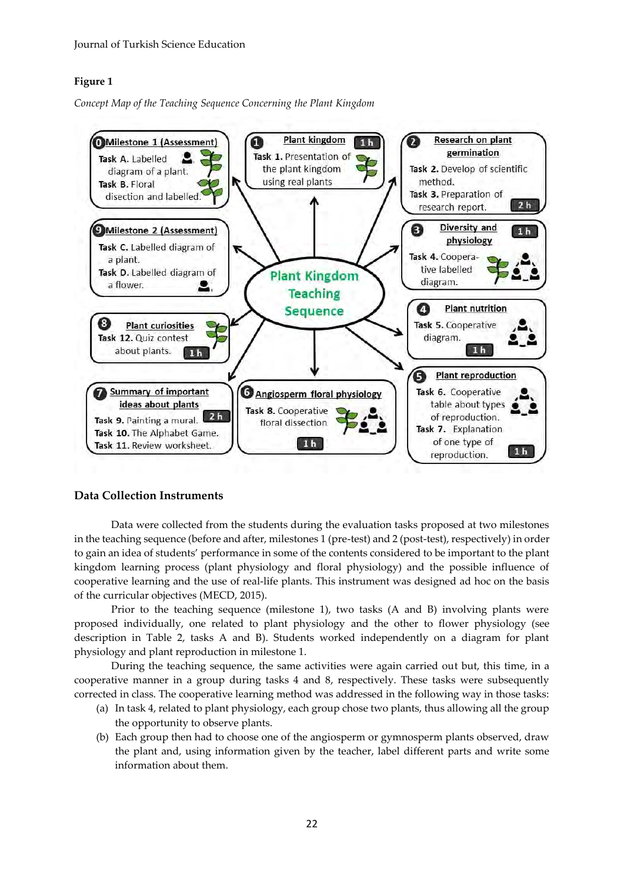**Figure 1**

*Concept Map of the Teaching Sequence Concerning the Plant Kingdom*

**Plant Kingdom Teaching Sequence**

- **0 Milestone 1 (Assessment)**
  - Task A. Labelled diagram of a plant.
  - Task B. Floral disection and labelled.
- **1 Plant kingdom** (1 h)
  - Task 1. Presentation of the plant kingdom using real plants
- **2 Research on plant germination** (2 h)
  - Task 2. Develop of scientific method.
  - Task 3. Preparation of research report.
- **3 Diversity and physiology** (1 h)
  - Task 4. Cooperative labelled diagram.
- **4 Plant nutrition** (1 h)
  - Task 5. Cooperative diagram.
- **5 Plant reproduction** (1 h)
  - Task 6. Cooperative table about types of reproduction.
  - Task 7. Explanation of one type of reproduction.
- **6 Angiosperm floral physiology** (1 h)
  - Task 8. Cooperative floral dissection
- **7 Summary of important ideas about plants** (2 h)
  - Task 9. Painting a mural.
  - Task 10. The Alphabet Game.
  - Task 11. Review worksheet.
- **8 Plant curiosities** (1 h)
  - Task 12. Quiz contest about plants.
- **9 Milestone 2 (Assessment)**
  - Task C. Labelled diagram of a plant.
  - Task D. Labelled diagram of a flower.

## Data Collection Instruments

Data were collected from the students during the evaluation tasks proposed at two milestones in the teaching sequence (before and after, milestones 1 (pre-test) and 2 (post-test), respectively) in order to gain an idea of students' performance in some of the contents considered to be important to the plant kingdom learning process (plant physiology and floral physiology) and the possible influence of cooperative learning and the use of real-life plants. This instrument was designed ad hoc on the basis of the curricular objectives (MECD, 2015).

Prior to the teaching sequence (milestone 1), two tasks (A and B) involving plants were proposed individually, one related to plant physiology and the other to flower physiology (see description in Table 2, tasks A and B). Students worked independently on a diagram for plant physiology and plant reproduction in milestone 1.

During the teaching sequence, the same activities were again carried out but, this time, in a cooperative manner in a group during tasks 4 and 8, respectively. These tasks were subsequently corrected in class. The cooperative learning method was addressed in the following way in those tasks:

(a) In task 4, related to plant physiology, each group chose two plants, thus allowing all the group the opportunity to observe plants.

(b) Each group then had to choose one of the angiosperm or gymnosperm plants observed, draw the plant and, using information given by the teacher, label different parts and write some information about them.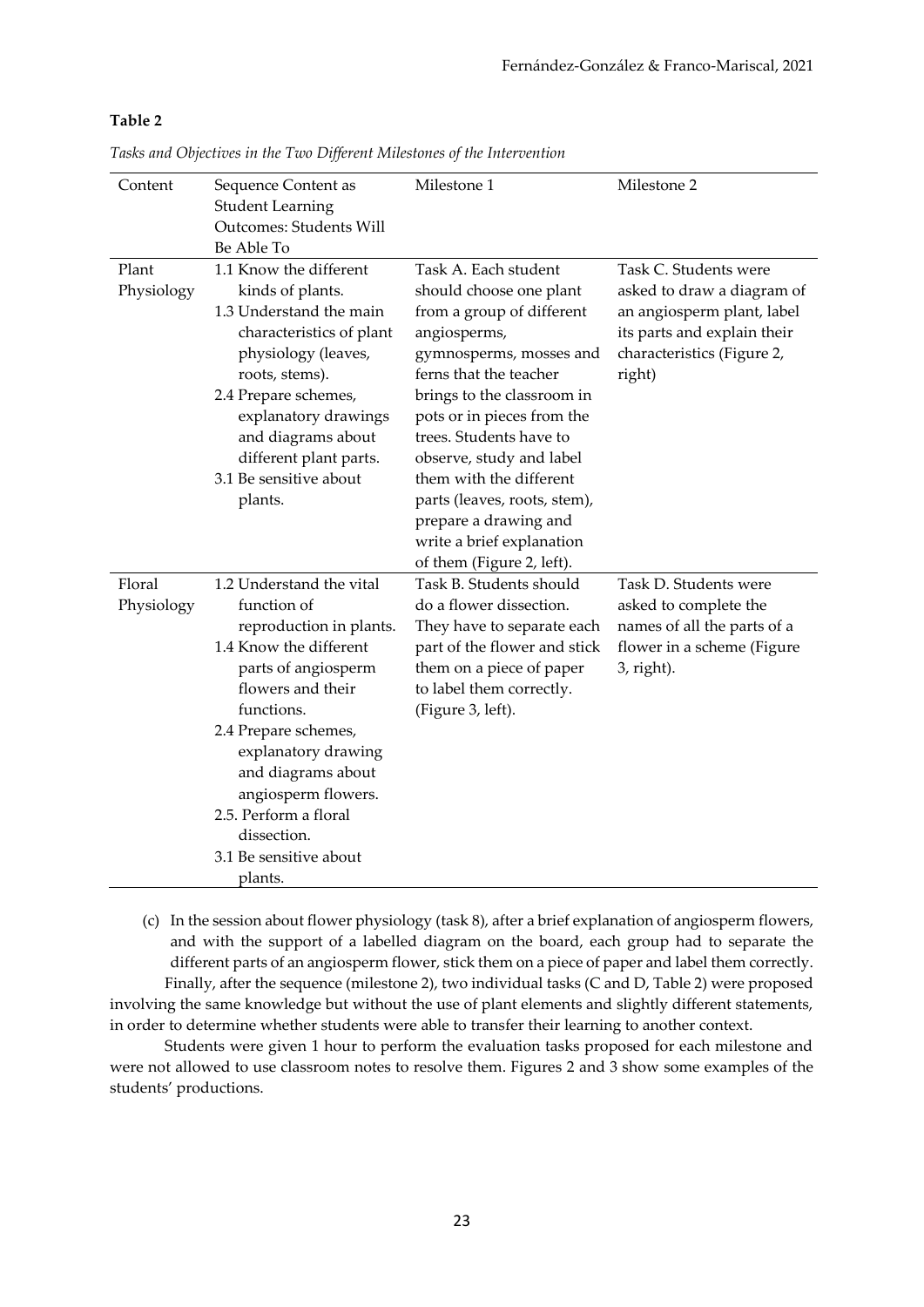**Table 2**

*Tasks and Objectives in the Two Different Milestones of the Intervention*

| Content | Sequence Content as Student Learning Outcomes: Students Will Be Able To | Milestone 1 | Milestone 2 |
|---|---|---|---|
| Plant Physiology | 1.1 Know the different kinds of plants.<br>1.3 Understand the main characteristics of plant physiology (leaves, roots, stems).<br>2.4 Prepare schemes, explanatory drawings and diagrams about different plant parts.<br>3.1 Be sensitive about plants. | Task A. Each student should choose one plant from a group of different angiosperms, gymnosperms, mosses and ferns that the teacher brings to the classroom in pots or in pieces from the trees. Students have to observe, study and label them with the different parts (leaves, roots, stem), prepare a drawing and write a brief explanation of them (Figure 2, left). | Task C. Students were asked to draw a diagram of an angiosperm plant, label its parts and explain their characteristics (Figure 2, right) |
| Floral Physiology | 1.2 Understand the vital function of reproduction in plants.<br>1.4 Know the different parts of angiosperm flowers and their functions.<br>2.4 Prepare schemes, explanatory drawing and diagrams about angiosperm flowers.<br>2.5. Perform a floral dissection.<br>3.1 Be sensitive about plants. | Task B. Students should do a flower dissection. They have to separate each part of the flower and stick them on a piece of paper to label them correctly. (Figure 3, left). | Task D. Students were asked to complete the names of all the parts of a flower in a scheme (Figure 3, right). |

(c) In the session about flower physiology (task 8), after a brief explanation of angiosperm flowers, and with the support of a labelled diagram on the board, each group had to separate the different parts of an angiosperm flower, stick them on a piece of paper and label them correctly.

Finally, after the sequence (milestone 2), two individual tasks (C and D, Table 2) were proposed involving the same knowledge but without the use of plant elements and slightly different statements, in order to determine whether students were able to transfer their learning to another context.

Students were given 1 hour to perform the evaluation tasks proposed for each milestone and were not allowed to use classroom notes to resolve them. Figures 2 and 3 show some examples of the students' productions.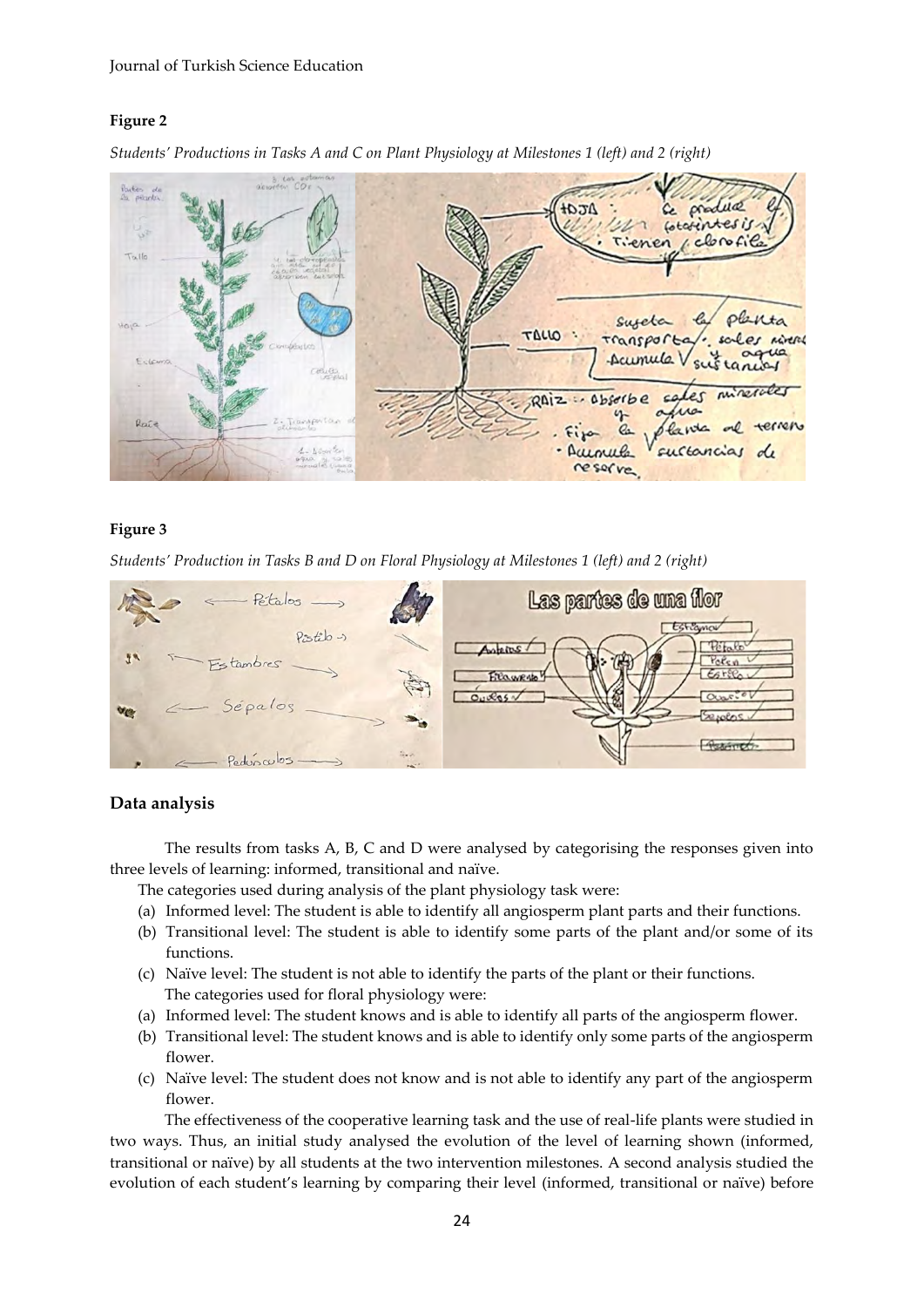**Figure 2**

*Students' Productions in Tasks A and C on Plant Physiology at Milestones 1 (left) and 2 (right)*

**Figure 3**

*Students' Production in Tasks B and D on Floral Physiology at Milestones 1 (left) and 2 (right)*

## Data analysis

The results from tasks A, B, C and D were analysed by categorising the responses given into three levels of learning: informed, transitional and naïve.

The categories used during analysis of the plant physiology task were:

(a) Informed level: The student is able to identify all angiosperm plant parts and their functions.
(b) Transitional level: The student is able to identify some parts of the plant and/or some of its functions.
(c) Naïve level: The student is not able to identify the parts of the plant or their functions.

The categories used for floral physiology were:

(a) Informed level: The student knows and is able to identify all parts of the angiosperm flower.
(b) Transitional level: The student knows and is able to identify only some parts of the angiosperm flower.
(c) Naïve level: The student does not know and is not able to identify any part of the angiosperm flower.

The effectiveness of the cooperative learning task and the use of real-life plants were studied in two ways. Thus, an initial study analysed the evolution of the level of learning shown (informed, transitional or naïve) by all students at the two intervention milestones. A second analysis studied the evolution of each student's learning by comparing their level (informed, transitional or naïve) before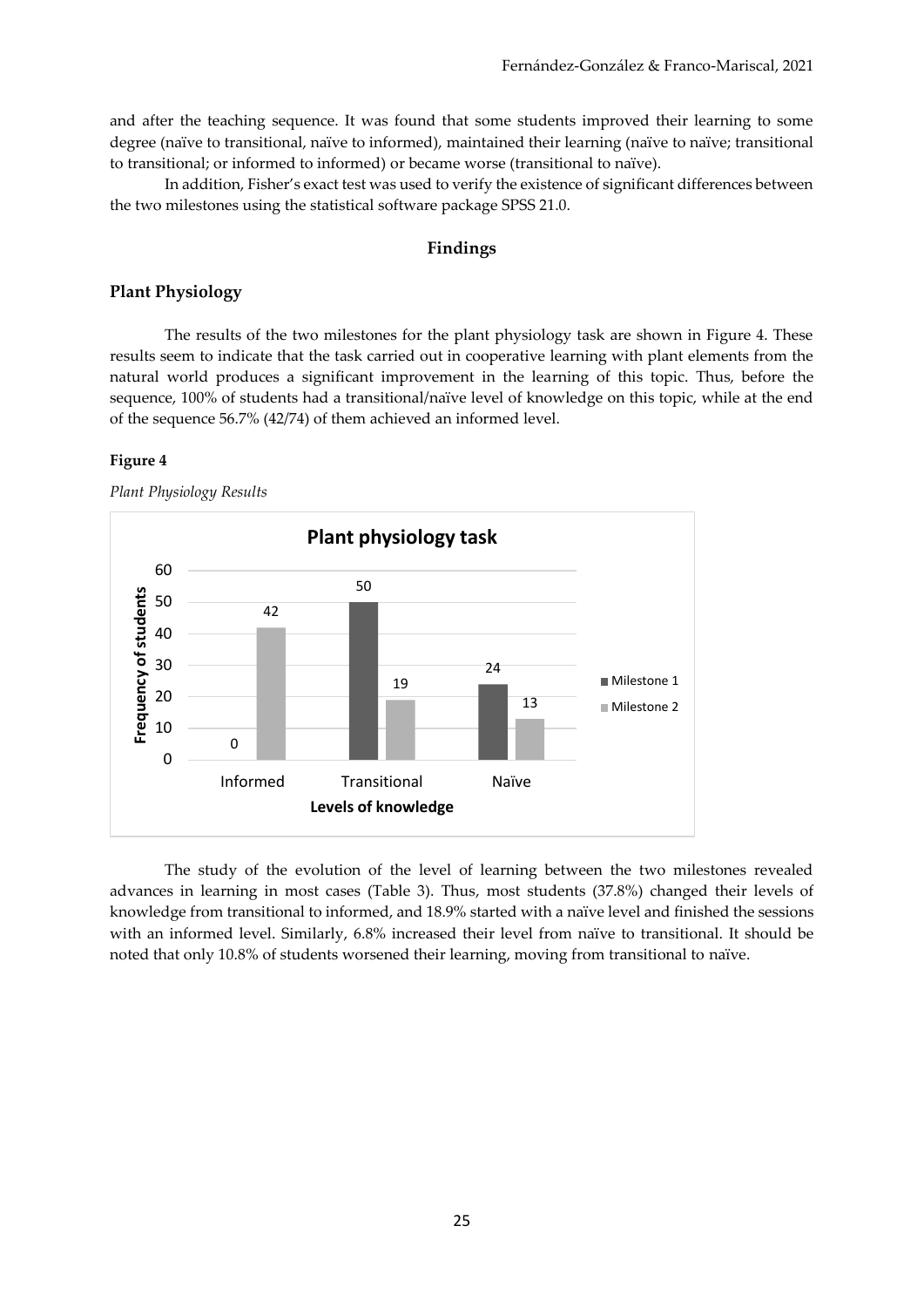and after the teaching sequence. It was found that some students improved their learning to some degree (naïve to transitional, naïve to informed), maintained their learning (naïve to naïve; transitional to transitional; or informed to informed) or became worse (transitional to naïve).

In addition, Fisher's exact test was used to verify the existence of significant differences between the two milestones using the statistical software package SPSS 21.0.

## Findings

### Plant Physiology

The results of the two milestones for the plant physiology task are shown in Figure 4. These results seem to indicate that the task carried out in cooperative learning with plant elements from the natural world produces a significant improvement in the learning of this topic. Thus, before the sequence, 100% of students had a transitional/naïve level of knowledge on this topic, while at the end of the sequence 56.7% (42/74) of them achieved an informed level.

**Figure 4**

*Plant Physiology Results*

| Levels of knowledge | Milestone 1 | Milestone 2 |
|---|---|---|
| Informed | 0 | 42 |
| Transitional | 50 | 19 |
| Naïve | 24 | 13 |

The study of the evolution of the level of learning between the two milestones revealed advances in learning in most cases (Table 3). Thus, most students (37.8%) changed their levels of knowledge from transitional to informed, and 18.9% started with a naïve level and finished the sessions with an informed level. Similarly, 6.8% increased their level from naïve to transitional. It should be noted that only 10.8% of students worsened their learning, moving from transitional to naïve.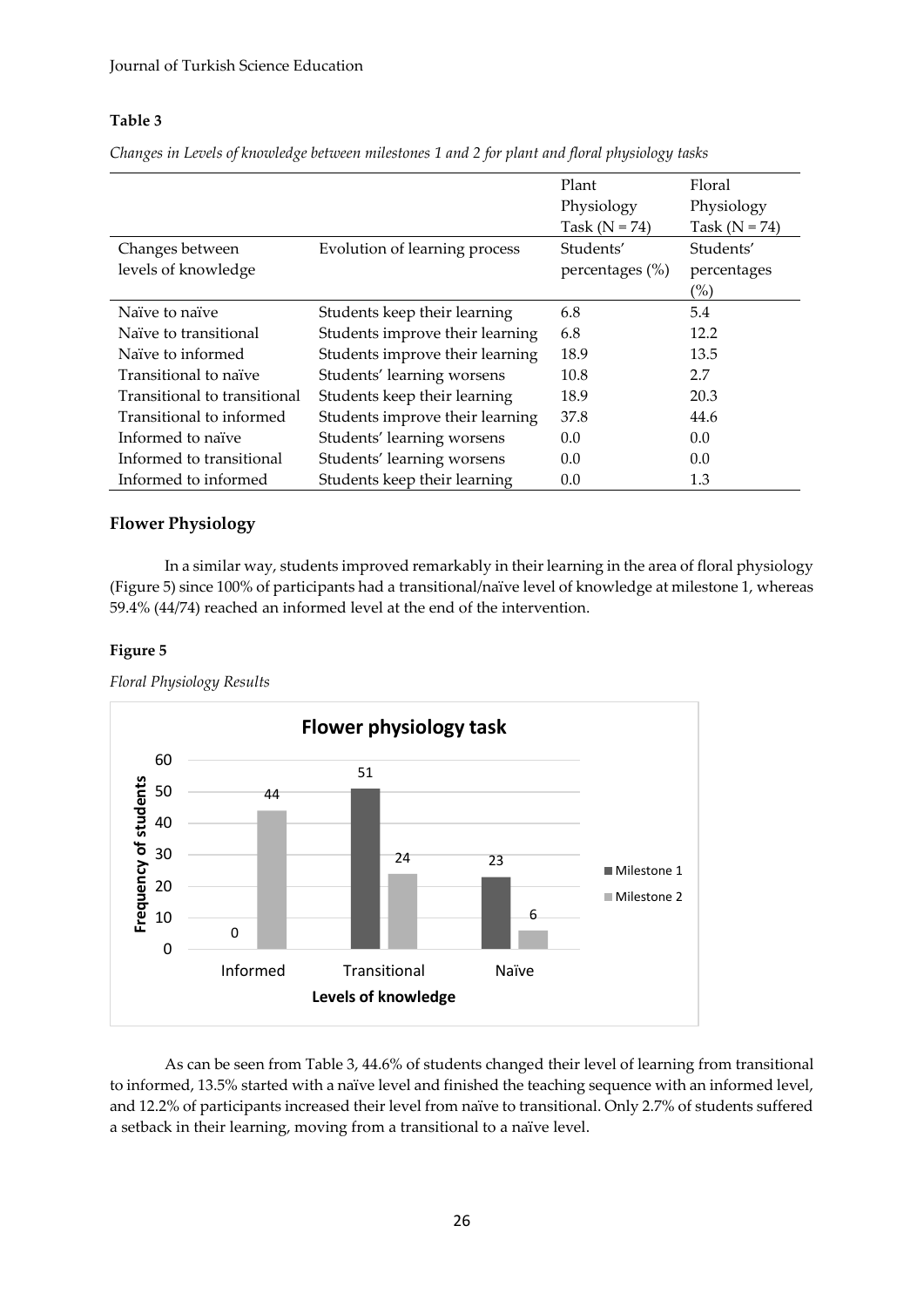**Table 3**

*Changes in Levels of knowledge between milestones 1 and 2 for plant and floral physiology tasks*

| | | Plant Physiology Task (N = 74) | Floral Physiology Task (N = 74) |
|---|---|---|---|
| Changes between levels of knowledge | Evolution of learning process | Students' percentages (%) | Students' percentages (%) |
| Naïve to naïve | Students keep their learning | 6.8 | 5.4 |
| Naïve to transitional | Students improve their learning | 6.8 | 12.2 |
| Naïve to informed | Students improve their learning | 18.9 | 13.5 |
| Transitional to naïve | Students' learning worsens | 10.8 | 2.7 |
| Transitional to transitional | Students keep their learning | 18.9 | 20.3 |
| Transitional to informed | Students improve their learning | 37.8 | 44.6 |
| Informed to naïve | Students' learning worsens | 0.0 | 0.0 |
| Informed to transitional | Students' learning worsens | 0.0 | 0.0 |
| Informed to informed | Students keep their learning | 0.0 | 1.3 |

## Flower Physiology

In a similar way, students improved remarkably in their learning in the area of floral physiology (Figure 5) since 100% of participants had a transitional/naïve level of knowledge at milestone 1, whereas 59.4% (44/74) reached an informed level at the end of the intervention.

**Figure 5**

*Floral Physiology Results*

Flower physiology task

| Levels of knowledge | Milestone 1 | Milestone 2 |
|---|---|---|
| Informed | 0 | 44 |
| Transitional | 51 | 24 |
| Naïve | 23 | 6 |

As can be seen from Table 3, 44.6% of students changed their level of learning from transitional to informed, 13.5% started with a naïve level and finished the teaching sequence with an informed level, and 12.2% of participants increased their level from naïve to transitional. Only 2.7% of students suffered a setback in their learning, moving from a transitional to a naïve level.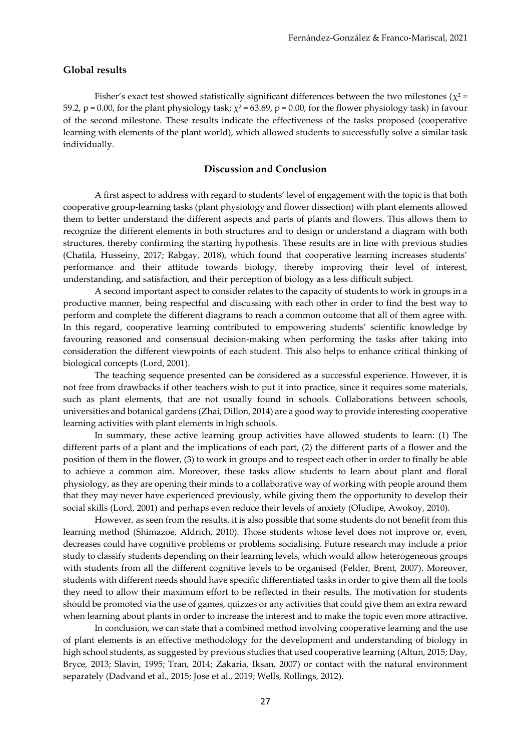## Global results

Fisher's exact test showed statistically significant differences between the two milestones ($\chi^2$ = 59.2, $p = 0.00$, for the plant physiology task; $\chi^2$ = 63.69, $p = 0.00$, for the flower physiology task) in favour of the second milestone. These results indicate the effectiveness of the tasks proposed (cooperative learning with elements of the plant world), which allowed students to successfully solve a similar task individually.

## Discussion and Conclusion

A first aspect to address with regard to students' level of engagement with the topic is that both cooperative group-learning tasks (plant physiology and flower dissection) with plant elements allowed them to better understand the different aspects and parts of plants and flowers. This allows them to recognize the different elements in both structures and to design or understand a diagram with both structures, thereby confirming the starting hypothesis. These results are in line with previous studies (Chatila, Husseiny, 2017; Rabgay, 2018), which found that cooperative learning increases students' performance and their attitude towards biology, thereby improving their level of interest, understanding, and satisfaction, and their perception of biology as a less difficult subject.

A second important aspect to consider relates to the capacity of students to work in groups in a productive manner, being respectful and discussing with each other in order to find the best way to perform and complete the different diagrams to reach a common outcome that all of them agree with. In this regard, cooperative learning contributed to empowering students' scientific knowledge by favouring reasoned and consensual decision-making when performing the tasks after taking into consideration the different viewpoints of each student. This also helps to enhance critical thinking of biological concepts (Lord, 2001).

The teaching sequence presented can be considered as a successful experience. However, it is not free from drawbacks if other teachers wish to put it into practice, since it requires some materials, such as plant elements, that are not usually found in schools. Collaborations between schools, universities and botanical gardens (Zhai, Dillon, 2014) are a good way to provide interesting cooperative learning activities with plant elements in high schools.

In summary, these active learning group activities have allowed students to learn: (1) The different parts of a plant and the implications of each part, (2) the different parts of a flower and the position of them in the flower, (3) to work in groups and to respect each other in order to finally be able to achieve a common aim. Moreover, these tasks allow students to learn about plant and floral physiology, as they are opening their minds to a collaborative way of working with people around them that they may never have experienced previously, while giving them the opportunity to develop their social skills (Lord, 2001) and perhaps even reduce their levels of anxiety (Oludipe, Awokoy, 2010).

However, as seen from the results, it is also possible that some students do not benefit from this learning method (Shimazoe, Aldrich, 2010). Those students whose level does not improve or, even, decreases could have cognitive problems or problems socialising. Future research may include a prior study to classify students depending on their learning levels, which would allow heterogeneous groups with students from all the different cognitive levels to be organised (Felder, Brent, 2007). Moreover, students with different needs should have specific differentiated tasks in order to give them all the tools they need to allow their maximum effort to be reflected in their results. The motivation for students should be promoted via the use of games, quizzes or any activities that could give them an extra reward when learning about plants in order to increase the interest and to make the topic even more attractive.

In conclusion, we can state that a combined method involving cooperative learning and the use of plant elements is an effective methodology for the development and understanding of biology in high school students, as suggested by previous studies that used cooperative learning (Altun, 2015; Day, Bryce, 2013; Slavin, 1995; Tran, 2014; Zakaria, Iksan, 2007) or contact with the natural environment separately (Dadvand et al., 2015; Jose et al., 2019; Wells, Rollings, 2012).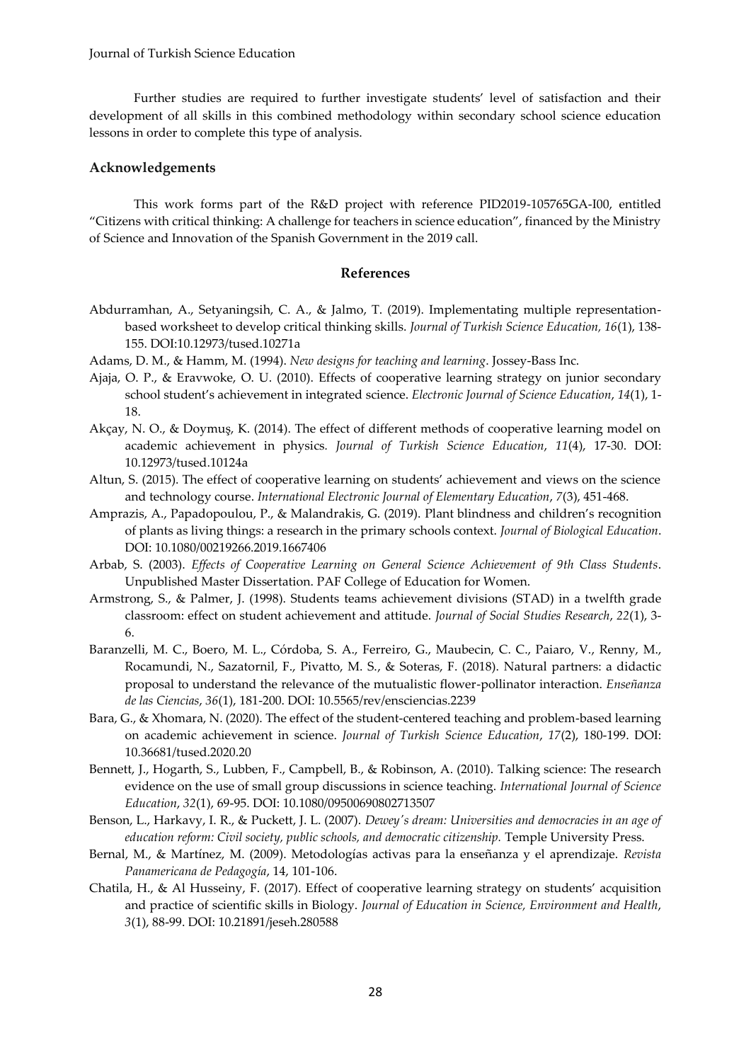Further studies are required to further investigate students' level of satisfaction and their development of all skills in this combined methodology within secondary school science education lessons in order to complete this type of analysis.

## Acknowledgements

This work forms part of the R&D project with reference PID2019-105765GA-I00, entitled "Citizens with critical thinking: A challenge for teachers in science education", financed by the Ministry of Science and Innovation of the Spanish Government in the 2019 call.

## References

Abdurramhan, A., Setyaningsih, C. A., & Jalmo, T. (2019). Implementating multiple representation-based worksheet to develop critical thinking skills. *Journal of Turkish Science Education, 16*(1), 138-155. DOI:10.12973/tused.10271a

Adams, D. M., & Hamm, M. (1994). *New designs for teaching and learning*. Jossey-Bass Inc.

Ajaja, O. P., & Eravwoke, O. U. (2010). Effects of cooperative learning strategy on junior secondary school student's achievement in integrated science. *Electronic Journal of Science Education*, *14*(1), 1-18.

Akçay, N. O., & Doymuş, K. (2014). The effect of different methods of cooperative learning model on academic achievement in physics. *Journal of Turkish Science Education*, *11*(4), 17-30. DOI: 10.12973/tused.10124a

Altun, S. (2015). The effect of cooperative learning on students' achievement and views on the science and technology course. *International Electronic Journal of Elementary Education*, *7*(3), 451-468.

Amprazis, A., Papadopoulou, P., & Malandrakis, G. (2019). Plant blindness and children's recognition of plants as living things: a research in the primary schools context. *Journal of Biological Education*. DOI: 10.1080/00219266.2019.1667406

Arbab, S. (2003). *Effects of Cooperative Learning on General Science Achievement of 9th Class Students*. Unpublished Master Dissertation. PAF College of Education for Women.

Armstrong, S., & Palmer, J. (1998). Students teams achievement divisions (STAD) in a twelfth grade classroom: effect on student achievement and attitude. *Journal of Social Studies Research*, *22*(1), 3-6.

Baranzelli, M. C., Boero, M. L., Córdoba, S. A., Ferreiro, G., Maubecin, C. C., Paiaro, V., Renny, M., Rocamundi, N., Sazatornil, F., Pivatto, M. S., & Soteras, F. (2018). Natural partners: a didactic proposal to understand the relevance of the mutualistic flower-pollinator interaction. *Enseñanza de las Ciencias*, *36*(1), 181-200. DOI: 10.5565/rev/ensciencias.2239

Bara, G., & Xhomara, N. (2020). The effect of the student-centered teaching and problem-based learning on academic achievement in science. *Journal of Turkish Science Education*, *17*(2), 180-199. DOI: 10.36681/tused.2020.20

Bennett, J., Hogarth, S., Lubben, F., Campbell, B., & Robinson, A. (2010). Talking science: The research evidence on the use of small group discussions in science teaching. *International Journal of Science Education*, *32*(1), 69-95. DOI: 10.1080/09500690802713507

Benson, L., Harkavy, I. R., & Puckett, J. L. (2007). *Dewey's dream: Universities and democracies in an age of education reform: Civil society, public schools, and democratic citizenship.* Temple University Press.

Bernal, M., & Martínez, M. (2009). Metodologías activas para la enseñanza y el aprendizaje. *Revista Panamericana de Pedagogía*, 14, 101-106.

Chatila, H., & Al Husseiny, F. (2017). Effect of cooperative learning strategy on students' acquisition and practice of scientific skills in Biology. *Journal of Education in Science, Environment and Health*, *3*(1), 88-99. DOI: 10.21891/jeseh.280588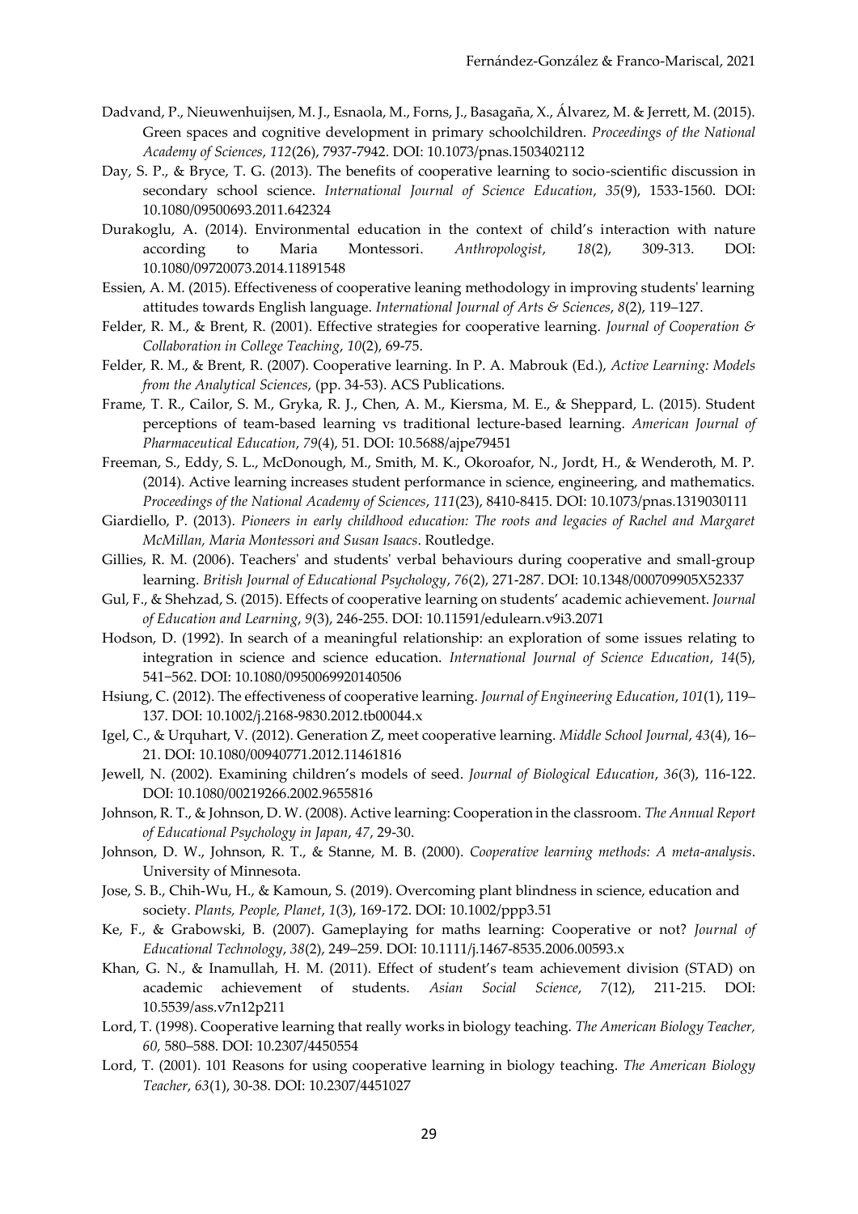Dadvand, P., Nieuwenhuijsen, M. J., Esnaola, M., Forns, J., Basagaña, X., Álvarez, M. & Jerrett, M. (2015). Green spaces and cognitive development in primary schoolchildren. *Proceedings of the National Academy of Sciences*, *112*(26), 7937-7942. DOI: 10.1073/pnas.1503402112

Day, S. P., & Bryce, T. G. (2013). The benefits of cooperative learning to socio-scientific discussion in secondary school science. *International Journal of Science Education*, *35*(9), 1533-1560. DOI: 10.1080/09500693.2011.642324

Durakoglu, A. (2014). Environmental education in the context of child's interaction with nature according to Maria Montessori. *Anthropologist*, *18*(2), 309-313. DOI: 10.1080/09720073.2014.11891548

Essien, A. M. (2015). Effectiveness of cooperative leaning methodology in improving students' learning attitudes towards English language. *International Journal of Arts & Sciences*, *8*(2), 119–127.

Felder, R. M., & Brent, R. (2001). Effective strategies for cooperative learning. *Journal of Cooperation & Collaboration in College Teaching*, *10*(2), 69-75.

Felder, R. M., & Brent, R. (2007). Cooperative learning. In P. A. Mabrouk (Ed.), *Active Learning: Models from the Analytical Sciences*, (pp. 34-53). ACS Publications.

Frame, T. R., Cailor, S. M., Gryka, R. J., Chen, A. M., Kiersma, M. E., & Sheppard, L. (2015). Student perceptions of team-based learning vs traditional lecture-based learning. *American Journal of Pharmaceutical Education*, *79*(4), 51. DOI: 10.5688/ajpe79451

Freeman, S., Eddy, S. L., McDonough, M., Smith, M. K., Okoroafor, N., Jordt, H., & Wenderoth, M. P. (2014). Active learning increases student performance in science, engineering, and mathematics. *Proceedings of the National Academy of Sciences*, *111*(23), 8410-8415. DOI: 10.1073/pnas.1319030111

Giardiello, P. (2013). *Pioneers in early childhood education: The roots and legacies of Rachel and Margaret McMillan, Maria Montessori and Susan Isaacs*. Routledge.

Gillies, R. M. (2006). Teachers' and students' verbal behaviours during cooperative and small-group learning. *British Journal of Educational Psychology*, *76*(2), 271-287. DOI: 10.1348/000709905X52337

Gul, F., & Shehzad, S. (2015). Effects of cooperative learning on students' academic achievement. *Journal of Education and Learning*, *9*(3), 246-255. DOI: 10.11591/edulearn.v9i3.2071

Hodson, D. (1992). In search of a meaningful relationship: an exploration of some issues relating to integration in science and science education. *International Journal of Science Education*, *14*(5), 541–562. DOI: 10.1080/0950069920140506

Hsiung, C. (2012). The effectiveness of cooperative learning. *Journal of Engineering Education*, *101*(1), 119–137. DOI: 10.1002/j.2168-9830.2012.tb00044.x

Igel, C., & Urquhart, V. (2012). Generation Z, meet cooperative learning. *Middle School Journal*, *43*(4), 16–21. DOI: 10.1080/00940771.2012.11461816

Jewell, N. (2002). Examining children's models of seed. *Journal of Biological Education*, *36*(3), 116-122. DOI: 10.1080/00219266.2002.9655816

Johnson, R. T., & Johnson, D. W. (2008). Active learning: Cooperation in the classroom. *The Annual Report of Educational Psychology in Japan*, *47*, 29-30.

Johnson, D. W., Johnson, R. T., & Stanne, M. B. (2000). *Cooperative learning methods: A meta-analysis*. University of Minnesota.

Jose, S. B., Chih-Wu, H., & Kamoun, S. (2019). Overcoming plant blindness in science, education and society. *Plants, People, Planet*, *1*(3), 169-172. DOI: 10.1002/ppp3.51

Ke, F., & Grabowski, B. (2007). Gameplaying for maths learning: Cooperative or not? *Journal of Educational Technology*, *38*(2), 249–259. DOI: 10.1111/j.1467-8535.2006.00593.x

Khan, G. N., & Inamullah, H. M. (2011). Effect of student's team achievement division (STAD) on academic achievement of students. *Asian Social Science*, *7*(12), 211-215. DOI: 10.5539/ass.v7n12p211

Lord, T. (1998). Cooperative learning that really works in biology teaching. *The American Biology Teacher, 60,* 580–588. DOI: 10.2307/4450554

Lord, T. (2001). 101 Reasons for using cooperative learning in biology teaching. *The American Biology Teacher*, *63*(1), 30-38. DOI: 10.2307/4451027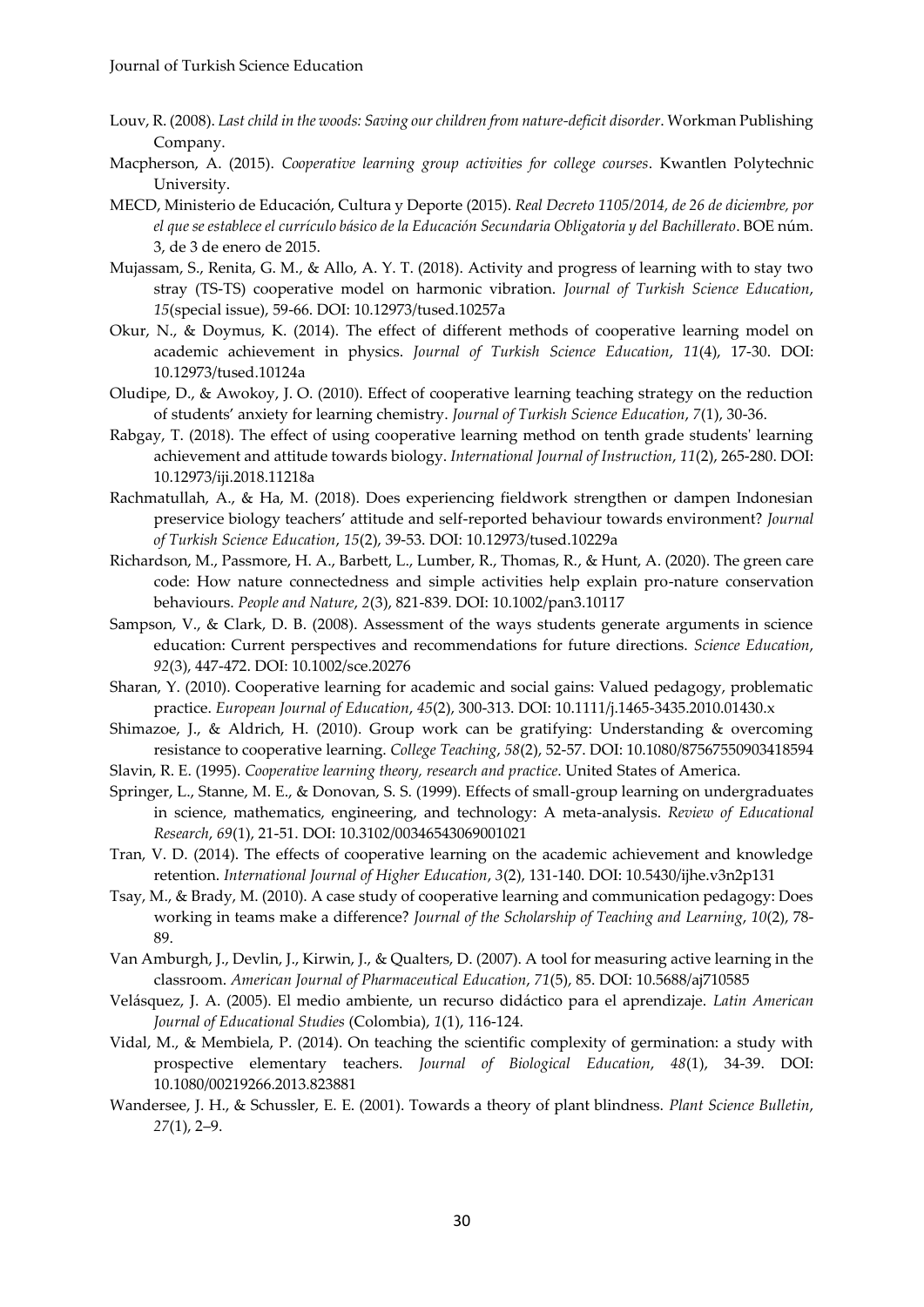Louv, R. (2008). *Last child in the woods: Saving our children from nature-deficit disorder*. Workman Publishing Company.

Macpherson, A. (2015). *Cooperative learning group activities for college courses*. Kwantlen Polytechnic University.

MECD, Ministerio de Educación, Cultura y Deporte (2015). *Real Decreto 1105/2014, de 26 de diciembre, por el que se establece el currículo básico de la Educación Secundaria Obligatoria y del Bachillerato*. BOE núm. 3, de 3 de enero de 2015.

Mujassam, S., Renita, G. M., & Allo, A. Y. T. (2018). Activity and progress of learning with to stay two stray (TS-TS) cooperative model on harmonic vibration. *Journal of Turkish Science Education*, *15*(special issue), 59-66. DOI: 10.12973/tused.10257a

Okur, N., & Doymus, K. (2014). The effect of different methods of cooperative learning model on academic achievement in physics. *Journal of Turkish Science Education*, *11*(4), 17-30. DOI: 10.12973/tused.10124a

Oludipe, D., & Awokoy, J. O. (2010). Effect of cooperative learning teaching strategy on the reduction of students' anxiety for learning chemistry. *Journal of Turkish Science Education*, *7*(1), 30-36.

Rabgay, T. (2018). The effect of using cooperative learning method on tenth grade students' learning achievement and attitude towards biology. *International Journal of Instruction*, *11*(2), 265-280. DOI: 10.12973/iji.2018.11218a

Rachmatullah, A., & Ha, M. (2018). Does experiencing fieldwork strengthen or dampen Indonesian preservice biology teachers' attitude and self-reported behaviour towards environment? *Journal of Turkish Science Education*, *15*(2), 39-53. DOI: 10.12973/tused.10229a

Richardson, M., Passmore, H. A., Barbett, L., Lumber, R., Thomas, R., & Hunt, A. (2020). The green care code: How nature connectedness and simple activities help explain pro-nature conservation behaviours. *People and Nature*, *2*(3), 821-839. DOI: 10.1002/pan3.10117

Sampson, V., & Clark, D. B. (2008). Assessment of the ways students generate arguments in science education: Current perspectives and recommendations for future directions. *Science Education*, *92*(3), 447-472. DOI: 10.1002/sce.20276

Sharan, Y. (2010). Cooperative learning for academic and social gains: Valued pedagogy, problematic practice. *European Journal of Education*, *45*(2), 300-313. DOI: 10.1111/j.1465-3435.2010.01430.x

Shimazoe, J., & Aldrich, H. (2010). Group work can be gratifying: Understanding & overcoming resistance to cooperative learning. *College Teaching*, *58*(2), 52-57. DOI: 10.1080/87567550903418594

Slavin, R. E. (1995). *Cooperative learning theory, research and practice*. United States of America.

Springer, L., Stanne, M. E., & Donovan, S. S. (1999). Effects of small-group learning on undergraduates in science, mathematics, engineering, and technology: A meta-analysis. *Review of Educational Research*, *69*(1), 21-51. DOI: 10.3102/00346543069001021

Tran, V. D. (2014). The effects of cooperative learning on the academic achievement and knowledge retention. *International Journal of Higher Education*, *3*(2), 131-140. DOI: 10.5430/ijhe.v3n2p131

Tsay, M., & Brady, M. (2010). A case study of cooperative learning and communication pedagogy: Does working in teams make a difference? *Journal of the Scholarship of Teaching and Learning*, *10*(2), 78-89.

Van Amburgh, J., Devlin, J., Kirwin, J., & Qualters, D. (2007). A tool for measuring active learning in the classroom. *American Journal of Pharmaceutical Education*, *71*(5), 85. DOI: 10.5688/aj710585

Velásquez, J. A. (2005). El medio ambiente, un recurso didáctico para el aprendizaje. *Latin American Journal of Educational Studies* (Colombia), *1*(1), 116-124.

Vidal, M., & Membiela, P. (2014). On teaching the scientific complexity of germination: a study with prospective elementary teachers. *Journal of Biological Education*, *48*(1), 34-39. DOI: 10.1080/00219266.2013.823881

Wandersee, J. H., & Schussler, E. E. (2001). Towards a theory of plant blindness. *Plant Science Bulletin*, *27*(1), 2–9.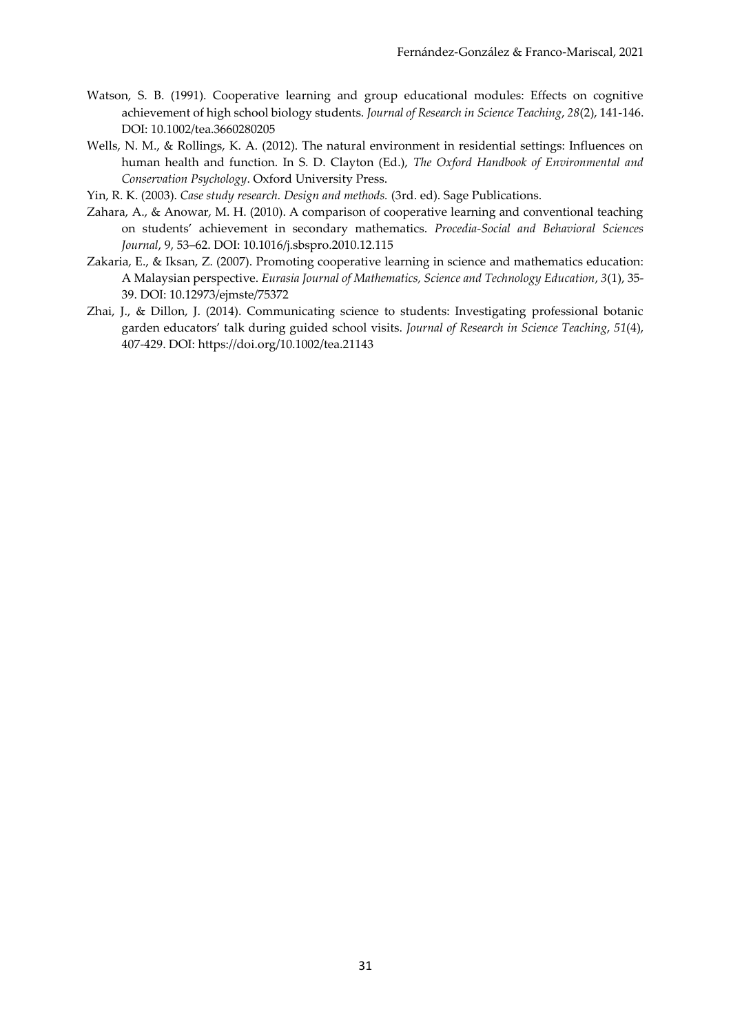Watson, S. B. (1991). Cooperative learning and group educational modules: Effects on cognitive achievement of high school biology students. *Journal of Research in Science Teaching*, *28*(2), 141-146. DOI: 10.1002/tea.3660280205

Wells, N. M., & Rollings, K. A. (2012). The natural environment in residential settings: Influences on human health and function. In S. D. Clayton (Ed.), *The Oxford Handbook of Environmental and Conservation Psychology*. Oxford University Press.

Yin, R. K. (2003). *Case study research. Design and methods.* (3rd. ed). Sage Publications.

Zahara, A., & Anowar, M. H. (2010). A comparison of cooperative learning and conventional teaching on students' achievement in secondary mathematics. *Procedia-Social and Behavioral Sciences Journal*, 9, 53–62. DOI: 10.1016/j.sbspro.2010.12.115

Zakaria, E., & Iksan, Z. (2007). Promoting cooperative learning in science and mathematics education: A Malaysian perspective. *Eurasia Journal of Mathematics, Science and Technology Education*, *3*(1), 35-39. DOI: 10.12973/ejmste/75372

Zhai, J., & Dillon, J. (2014). Communicating science to students: Investigating professional botanic garden educators' talk during guided school visits. *Journal of Research in Science Teaching*, *51*(4), 407-429. DOI: https://doi.org/10.1002/tea.21143